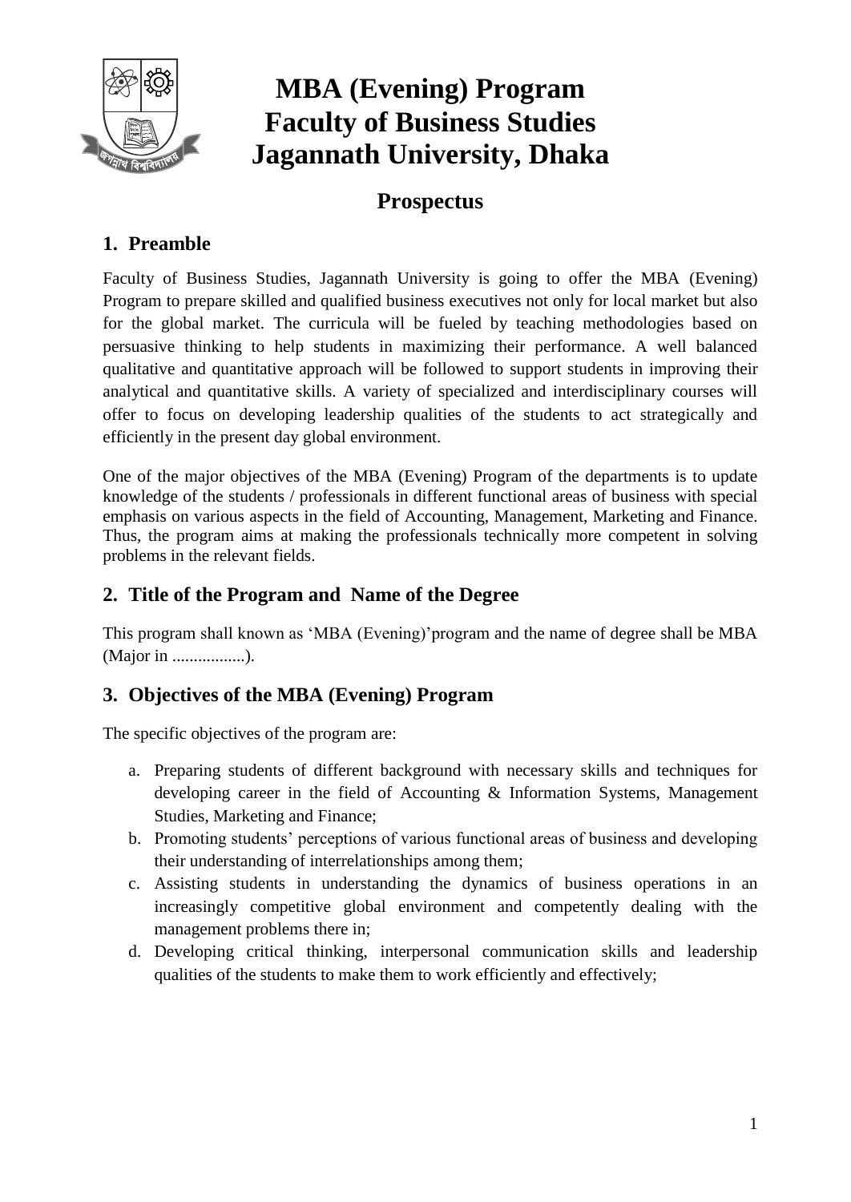# MBA (Evening) Program
# Faculty of Business Studies
# Jagannath University, Dhaka

## Prospectus

## 1. Preamble

Faculty of Business Studies, Jagannath University is going to offer the MBA (Evening) Program to prepare skilled and qualified business executives not only for local market but also for the global market. The curricula will be fueled by teaching methodologies based on persuasive thinking to help students in maximizing their performance. A well balanced qualitative and quantitative approach will be followed to support students in improving their analytical and quantitative skills. A variety of specialized and interdisciplinary courses will offer to focus on developing leadership qualities of the students to act strategically and efficiently in the present day global environment.

One of the major objectives of the MBA (Evening) Program of the departments is to update knowledge of the students / professionals in different functional areas of business with special emphasis on various aspects in the field of Accounting, Management, Marketing and Finance. Thus, the program aims at making the professionals technically more competent in solving problems in the relevant fields.

## 2. Title of the Program and Name of the Degree

This program shall known as 'MBA (Evening)'program and the name of degree shall be MBA (Major in .................).

## 3. Objectives of the MBA (Evening) Program

The specific objectives of the program are:

a. Preparing students of different background with necessary skills and techniques for developing career in the field of Accounting & Information Systems, Management Studies, Marketing and Finance;
b. Promoting students' perceptions of various functional areas of business and developing their understanding of interrelationships among them;
c. Assisting students in understanding the dynamics of business operations in an increasingly competitive global environment and competently dealing with the management problems there in;
d. Developing critical thinking, interpersonal communication skills and leadership qualities of the students to make them to work efficiently and effectively;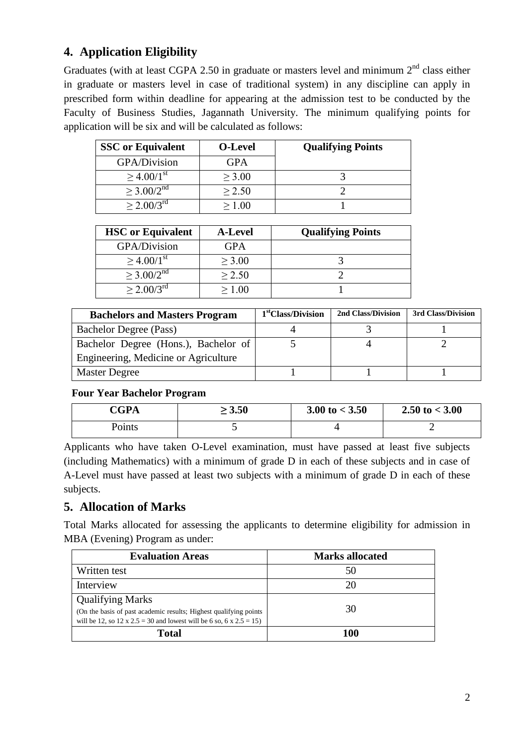## 4. Application Eligibility

Graduates (with at least CGPA 2.50 in graduate or masters level and minimum 2nd class either in graduate or masters level in case of traditional system) in any discipline can apply in prescribed form within deadline for appearing at the admission test to be conducted by the Faculty of Business Studies, Jagannath University. The minimum qualifying points for application will be six and will be calculated as follows:

| SSC or Equivalent | O-Level | Qualifying Points |
|---|---|---|
| GPA/Division | GPA | |
| ≥ 4.00/1st | ≥ 3.00 | 3 |
| ≥ 3.00/2nd | ≥ 2.50 | 2 |
| ≥ 2.00/3rd | ≥ 1.00 | 1 |

| HSC or Equivalent | A-Level | Qualifying Points |
|---|---|---|
| GPA/Division | GPA | |
| ≥ 4.00/1st | ≥ 3.00 | 3 |
| ≥ 3.00/2nd | ≥ 2.50 | 2 |
| ≥ 2.00/3rd | ≥ 1.00 | 1 |

| Bachelors and Masters Program | 1stClass/Division | 2nd Class/Division | 3rd Class/Division |
|---|---|---|---|
| Bachelor Degree (Pass) | 4 | 3 | 1 |
| Bachelor Degree (Hons.), Bachelor of Engineering, Medicine or Agriculture | 5 | 4 | 2 |
| Master Degree | 1 | 1 | 1 |

**Four Year Bachelor Program**

| CGPA | ≥ 3.50 | 3.00 to < 3.50 | 2.50 to < 3.00 |
|---|---|---|---|
| Points | 5 | 4 | 2 |

Applicants who have taken O-Level examination, must have passed at least five subjects (including Mathematics) with a minimum of grade D in each of these subjects and in case of A-Level must have passed at least two subjects with a minimum of grade D in each of these subjects.

## 5. Allocation of Marks

Total Marks allocated for assessing the applicants to determine eligibility for admission in MBA (Evening) Program as under:

| Evaluation Areas | Marks allocated |
|---|---|
| Written test | 50 |
| Interview | 20 |
| Qualifying Marks (On the basis of past academic results; Highest qualifying points will be 12, so 12 x 2.5 = 30 and lowest will be 6 so, 6 x 2.5 = 15) | 30 |
| **Total** | **100** |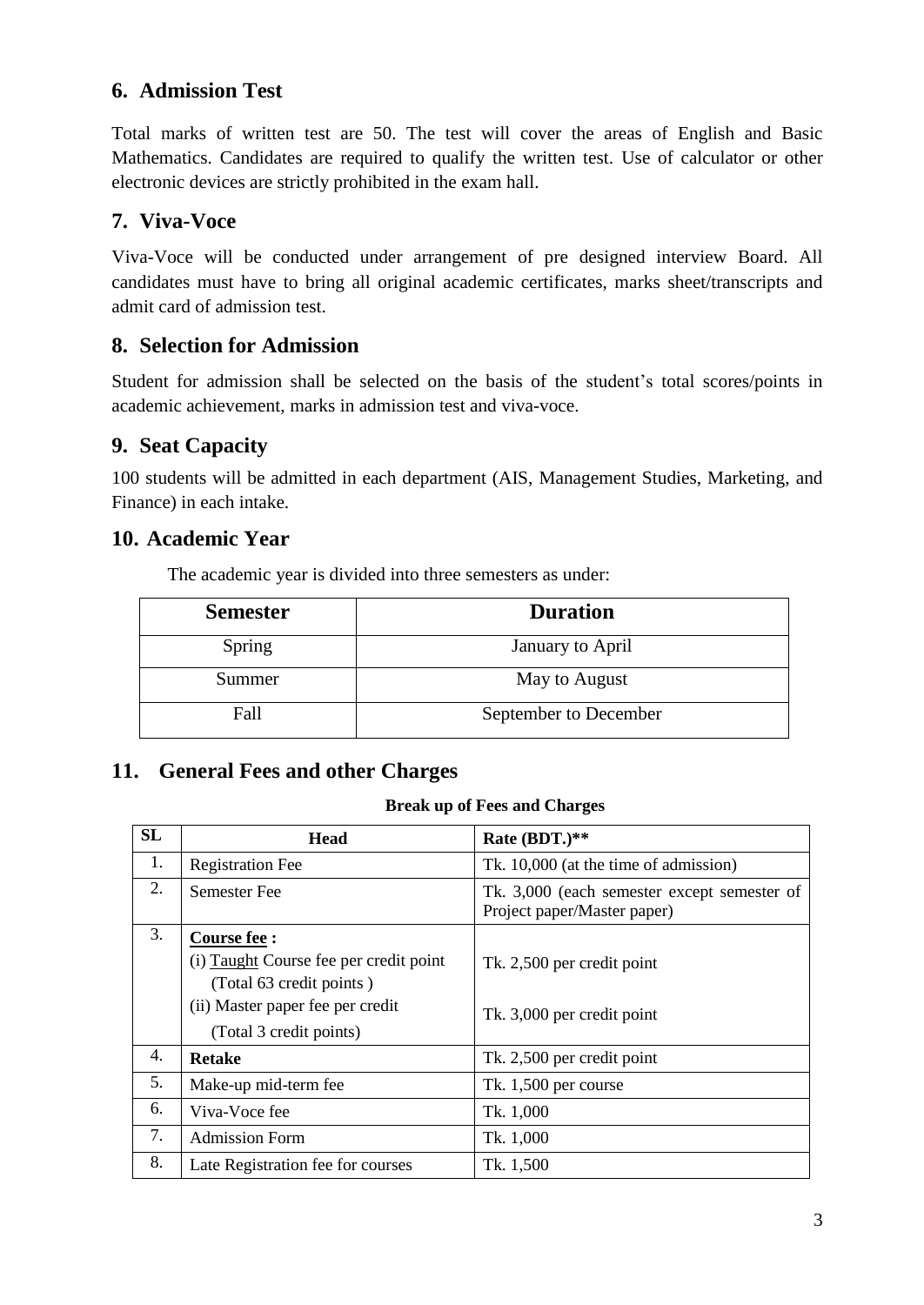## 6. Admission Test

Total marks of written test are 50. The test will cover the areas of English and Basic Mathematics. Candidates are required to qualify the written test. Use of calculator or other electronic devices are strictly prohibited in the exam hall.

## 7. Viva-Voce

Viva-Voce will be conducted under arrangement of pre designed interview Board. All candidates must have to bring all original academic certificates, marks sheet/transcripts and admit card of admission test.

## 8. Selection for Admission

Student for admission shall be selected on the basis of the student's total scores/points in academic achievement, marks in admission test and viva-voce.

## 9. Seat Capacity

100 students will be admitted in each department (AIS, Management Studies, Marketing, and Finance) in each intake.

## 10. Academic Year

The academic year is divided into three semesters as under:

| Semester | Duration |
|---|---|
| Spring | January to April |
| Summer | May to August |
| Fall | September to December |

## 11. General Fees and other Charges

**Break up of Fees and Charges**

| SL | Head | Rate (BDT.)** |
|---|---|---|
| 1. | Registration Fee | Tk. 10,000 (at the time of admission) |
| 2. | Semester Fee | Tk. 3,000 (each semester except semester of Project paper/Master paper) |
| 3. | **Course fee :**<br>(i) Taught Course fee per credit point (Total 63 credit points )<br>(ii) Master paper fee per credit (Total 3 credit points) | <br>Tk. 2,500 per credit point<br><br>Tk. 3,000 per credit point |
| 4. | **Retake** | Tk. 2,500 per credit point |
| 5. | Make-up mid-term fee | Tk. 1,500 per course |
| 6. | Viva-Voce fee | Tk. 1,000 |
| 7. | Admission Form | Tk. 1,000 |
| 8. | Late Registration fee for courses | Tk. 1,500 |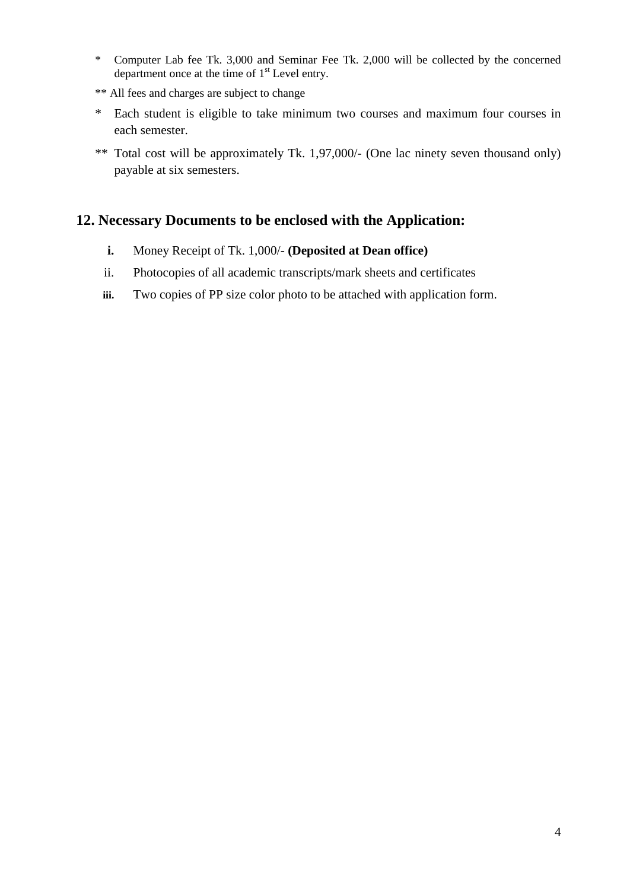* Computer Lab fee Tk. 3,000 and Seminar Fee Tk. 2,000 will be collected by the concerned department once at the time of 1st Level entry.

** All fees and charges are subject to change

* Each student is eligible to take minimum two courses and maximum four courses in each semester.

** Total cost will be approximately Tk. 1,97,000/- (One lac ninety seven thousand only) payable at six semesters.

## 12. Necessary Documents to be enclosed with the Application:

- **i.** Money Receipt of Tk. 1,000/- **(Deposited at Dean office)**
- ii. Photocopies of all academic transcripts/mark sheets and certificates
- **iii.** Two copies of PP size color photo to be attached with application form.